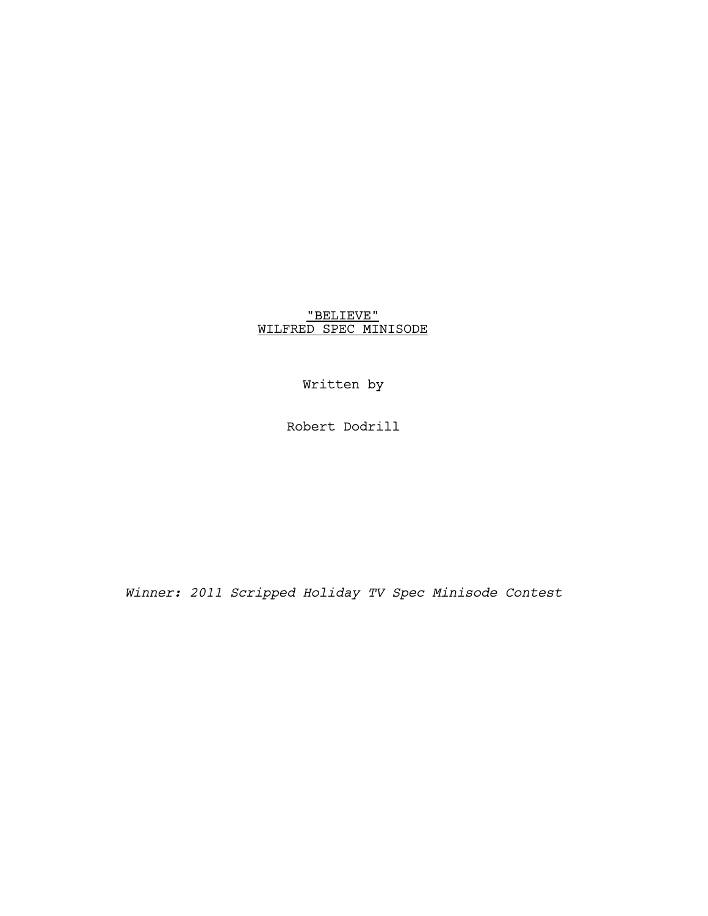# "BELIEVE"
## WILFRED SPEC MINISODE

Written by

Robert Dodrill

*Winner: 2011 Scripped Holiday TV Spec Minisode Contest*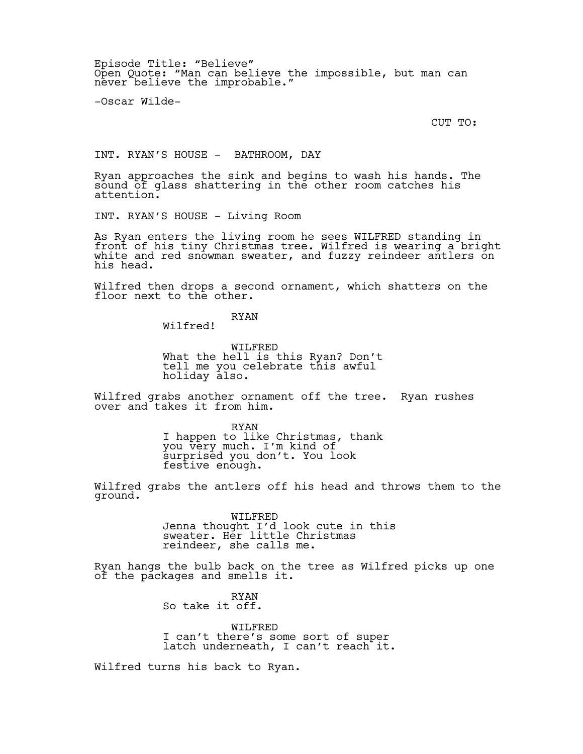Episode Title: “Believe”
Open Quote: “Man can believe the impossible, but man can never believe the improbable.”

-Oscar Wilde-

CUT TO:

INT. RYAN’S HOUSE - BATHROOM, DAY

Ryan approaches the sink and begins to wash his hands. The sound of glass shattering in the other room catches his attention.

INT. RYAN’S HOUSE - Living Room

As Ryan enters the living room he sees WILFRED standing in front of his tiny Christmas tree. Wilfred is wearing a bright white and red snowman sweater, and fuzzy reindeer antlers on his head.

Wilfred then drops a second ornament, which shatters on the floor next to the other.

RYAN
Wilfred!

WILFRED
What the hell is this Ryan? Don’t tell me you celebrate this awful holiday also.

Wilfred grabs another ornament off the tree. Ryan rushes over and takes it from him.

RYAN
I happen to like Christmas, thank you very much. I’m kind of surprised you don’t. You look festive enough.

Wilfred grabs the antlers off his head and throws them to the ground.

WILFRED
Jenna thought I’d look cute in this sweater. Her little Christmas reindeer, she calls me.

Ryan hangs the bulb back on the tree as Wilfred picks up one of the packages and smells it.

RYAN
So take it off.

WILFRED
I can’t there’s some sort of super latch underneath, I can’t reach it.

Wilfred turns his back to Ryan.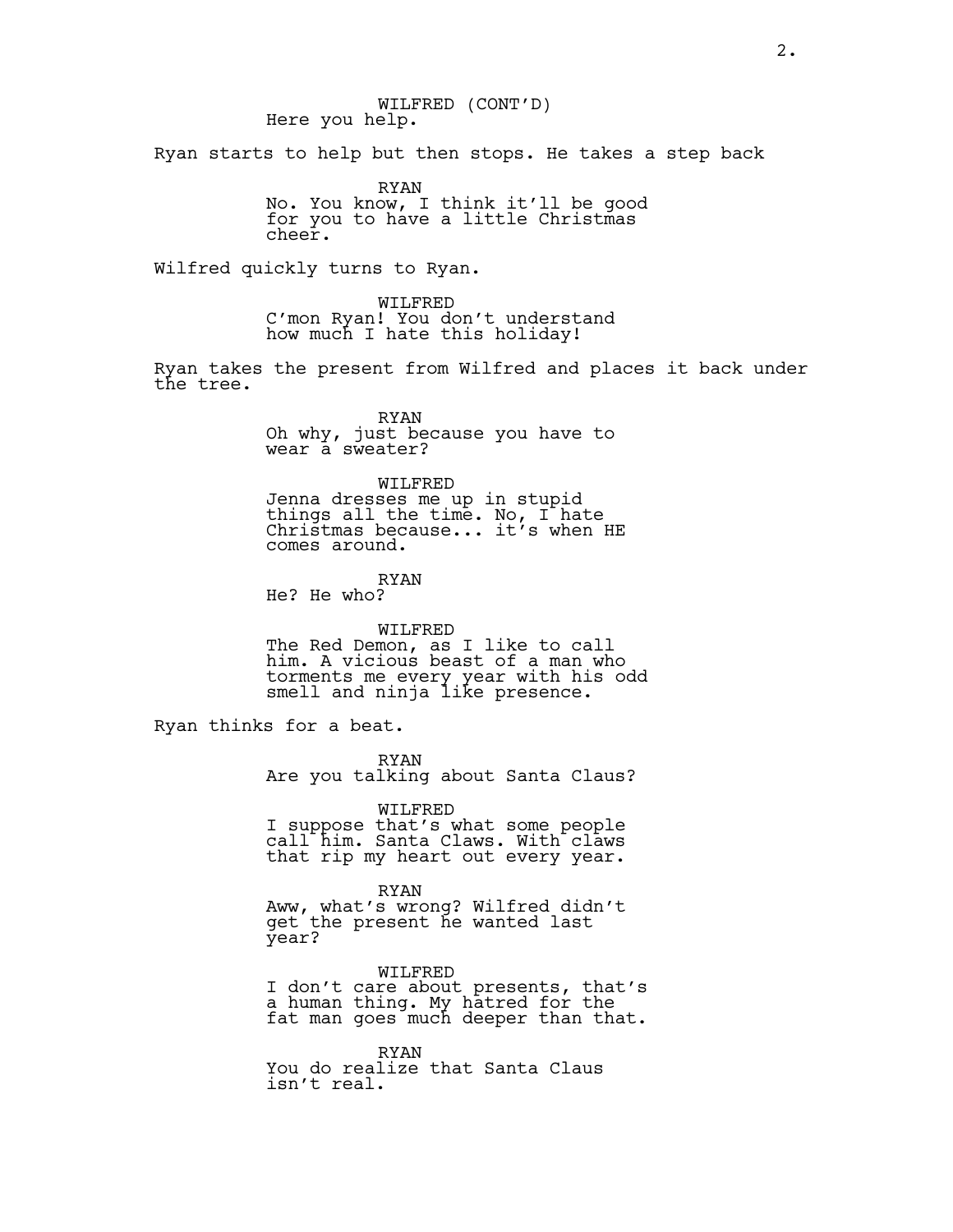WILFRED (CONT'D)
Here you help.

Ryan starts to help but then stops. He takes a step back

RYAN
No. You know, I think it'll be good for you to have a little Christmas cheer.

Wilfred quickly turns to Ryan.

WILFRED
C'mon Ryan! You don't understand how much I hate this holiday!

Ryan takes the present from Wilfred and places it back under the tree.

RYAN
Oh why, just because you have to wear a sweater?

WILFRED
Jenna dresses me up in stupid things all the time. No, I hate Christmas because... it's when HE comes around.

RYAN
He? He who?

WILFRED
The Red Demon, as I like to call him. A vicious beast of a man who torments me every year with his odd smell and ninja like presence.

Ryan thinks for a beat.

RYAN
Are you talking about Santa Claus?

WILFRED
I suppose that's what some people call him. Santa Claws. With claws that rip my heart out every year.

RYAN
Aww, what's wrong? Wilfred didn't get the present he wanted last year?

WILFRED
I don't care about presents, that's a human thing. My hatred for the fat man goes much deeper than that.

RYAN
You do realize that Santa Claus isn't real.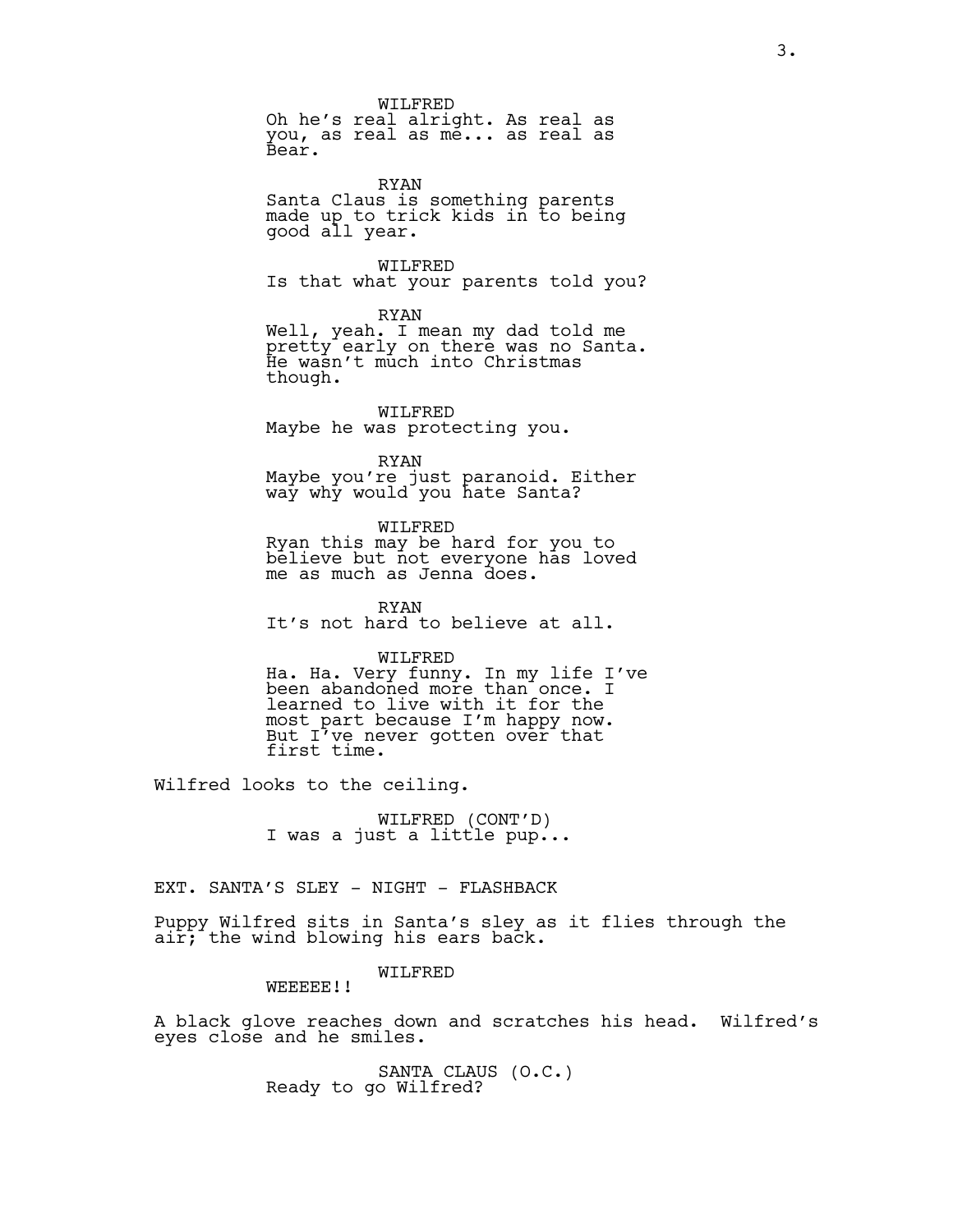WILFRED
Oh he's real alright. As real as you, as real as me... as real as Bear.

RYAN
Santa Claus is something parents made up to trick kids in to being good all year.

WILFRED
Is that what your parents told you?

RYAN
Well, yeah. I mean my dad told me pretty early on there was no Santa. He wasn't much into Christmas though.

WILFRED
Maybe he was protecting you.

RYAN
Maybe you're just paranoid. Either way why would you hate Santa?

WILFRED
Ryan this may be hard for you to believe but not everyone has loved me as much as Jenna does.

RYAN
It's not hard to believe at all.

WILFRED
Ha. Ha. Very funny. In my life I've been abandoned more than once. I learned to live with it for the most part because I'm happy now. But I've never gotten over that first time.

Wilfred looks to the ceiling.

WILFRED (CONT'D)
I was a just a little pup...

EXT. SANTA'S SLEY - NIGHT - FLASHBACK

Puppy Wilfred sits in Santa's sley as it flies through the air; the wind blowing his ears back.

WILFRED
WEEEEE!!

A black glove reaches down and scratches his head. Wilfred's eyes close and he smiles.

SANTA CLAUS (O.C.)
Ready to go Wilfred?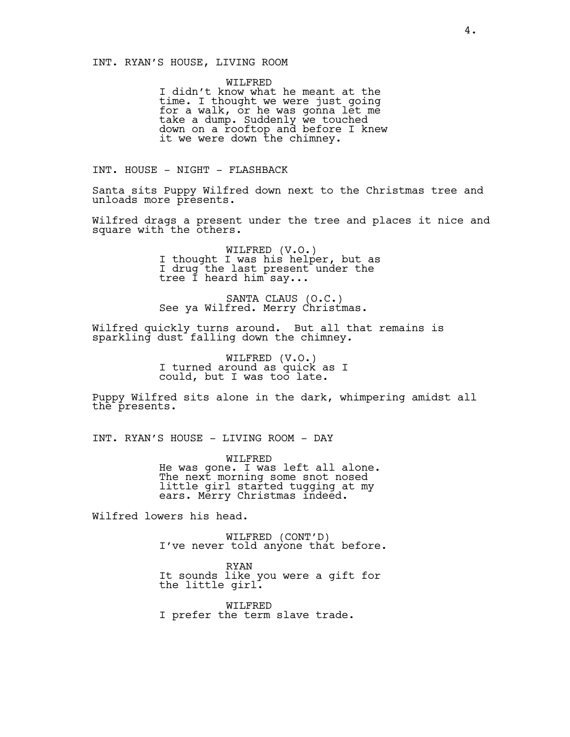INT. RYAN'S HOUSE, LIVING ROOM

WILFRED
I didn't know what he meant at the time. I thought we were just going for a walk, or he was gonna let me take a dump. Suddenly we touched down on a rooftop and before I knew it we were down the chimney.

INT. HOUSE - NIGHT - FLASHBACK

Santa sits Puppy Wilfred down next to the Christmas tree and unloads more presents.

Wilfred drags a present under the tree and places it nice and square with the others.

WILFRED (V.O.)
I thought I was his helper, but as I drug the last present under the tree I heard him say...

SANTA CLAUS (O.C.)
See ya Wilfred. Merry Christmas.

Wilfred quickly turns around. But all that remains is sparkling dust falling down the chimney.

WILFRED (V.O.)
I turned around as quick as I could, but I was too late.

Puppy Wilfred sits alone in the dark, whimpering amidst all the presents.

INT. RYAN'S HOUSE - LIVING ROOM - DAY

WILFRED
He was gone. I was left all alone. The next morning some snot nosed little girl started tugging at my ears. Merry Christmas indeed.

Wilfred lowers his head.

WILFRED (CONT'D)
I've never told anyone that before.

RYAN
It sounds like you were a gift for the little girl.

WILFRED
I prefer the term slave trade.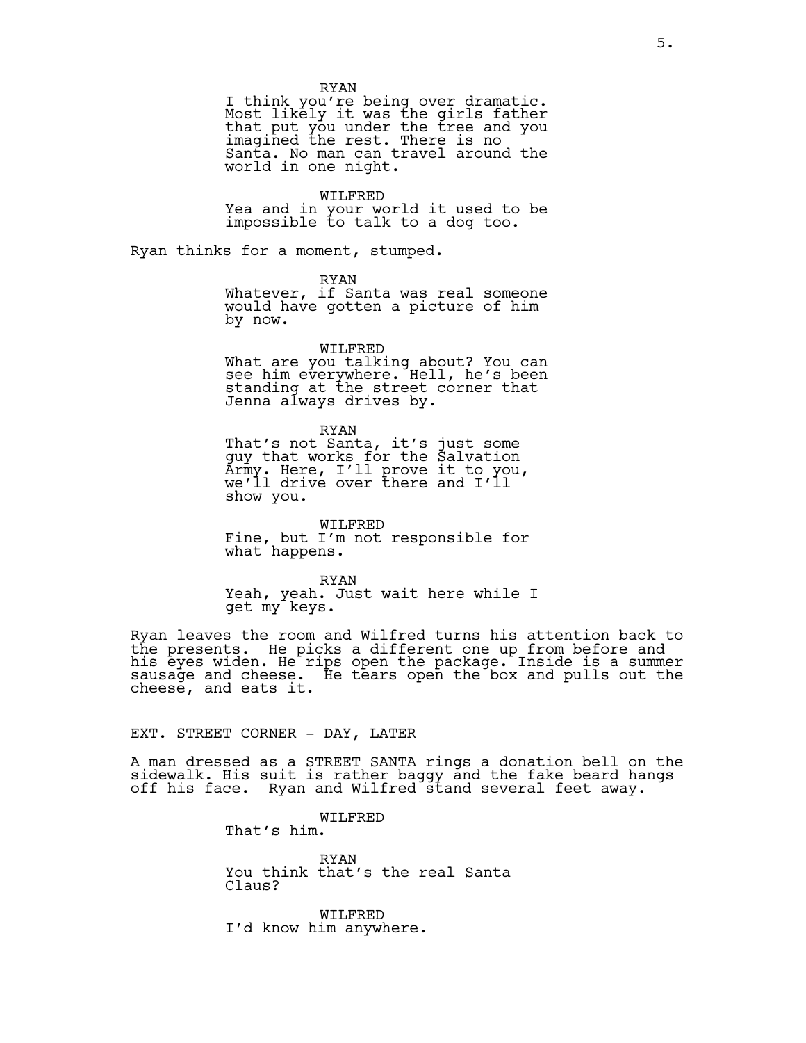RYAN
I think you're being over dramatic. Most likely it was the girls father that put you under the tree and you imagined the rest. There is no Santa. No man can travel around the world in one night.

WILFRED
Yea and in your world it used to be impossible to talk to a dog too.

Ryan thinks for a moment, stumped.

RYAN
Whatever, if Santa was real someone would have gotten a picture of him by now.

WILFRED
What are you talking about? You can see him everywhere. Hell, he's been standing at the street corner that Jenna always drives by.

RYAN
That's not Santa, it's just some guy that works for the Salvation Army. Here, I'll prove it to you, we'll drive over there and I'll show you.

WILFRED
Fine, but I'm not responsible for what happens.

RYAN
Yeah, yeah. Just wait here while I get my keys.

Ryan leaves the room and Wilfred turns his attention back to the presents. He picks a different one up from before and his eyes widen. He rips open the package. Inside is a summer sausage and cheese. He tears open the box and pulls out the cheese, and eats it.

EXT. STREET CORNER - DAY, LATER

A man dressed as a STREET SANTA rings a donation bell on the sidewalk. His suit is rather baggy and the fake beard hangs off his face. Ryan and Wilfred stand several feet away.

WILFRED
That's him.

RYAN
You think that's the real Santa Claus?

WILFRED
I'd know him anywhere.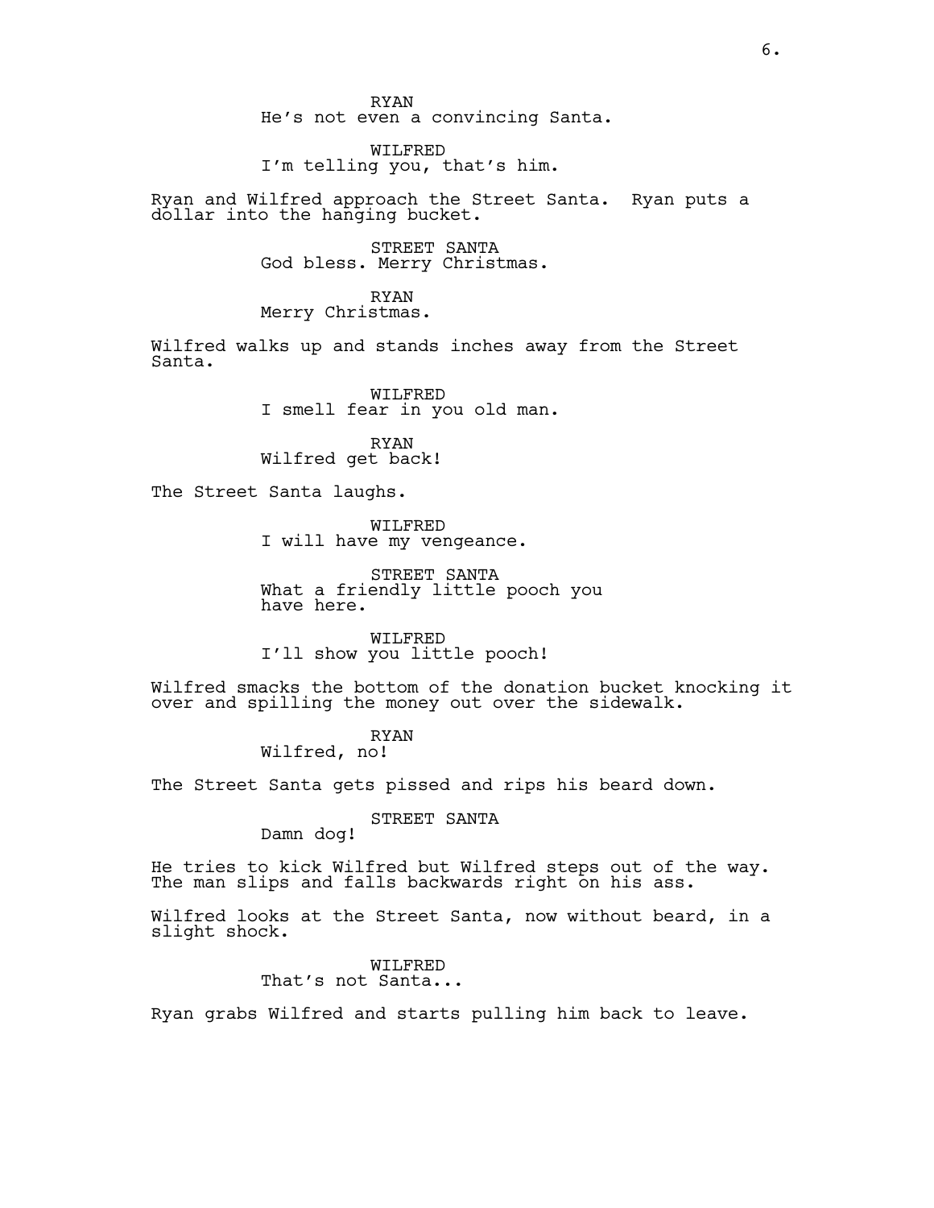RYAN
He's not even a convincing Santa.

WILFRED
I'm telling you, that's him.

Ryan and Wilfred approach the Street Santa. Ryan puts a dollar into the hanging bucket.

STREET SANTA
God bless. Merry Christmas.

RYAN
Merry Christmas.

Wilfred walks up and stands inches away from the Street Santa.

WILFRED
I smell fear in you old man.

RYAN
Wilfred get back!

The Street Santa laughs.

WILFRED
I will have my vengeance.

STREET SANTA
What a friendly little pooch you have here.

WILFRED
I'll show you little pooch!

Wilfred smacks the bottom of the donation bucket knocking it over and spilling the money out over the sidewalk.

RYAN
Wilfred, no!

The Street Santa gets pissed and rips his beard down.

STREET SANTA
Damn dog!

He tries to kick Wilfred but Wilfred steps out of the way. The man slips and falls backwards right on his ass.

Wilfred looks at the Street Santa, now without beard, in a slight shock.

WILFRED
That's not Santa...

Ryan grabs Wilfred and starts pulling him back to leave.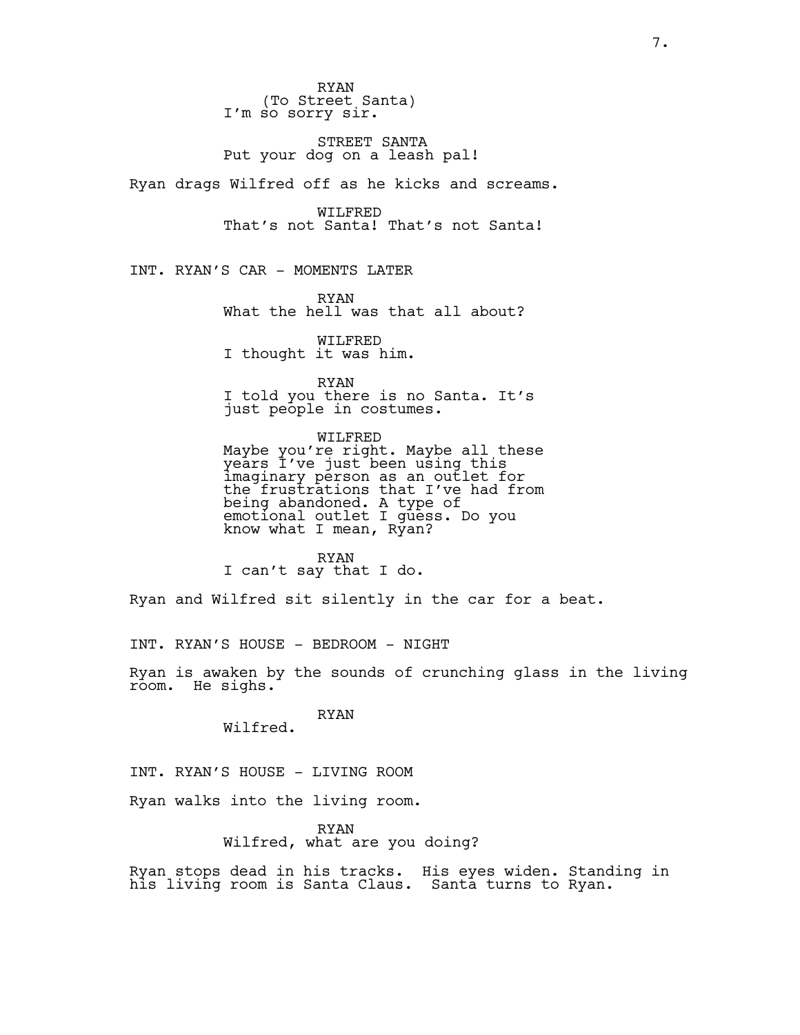RYAN
(To Street Santa)
I'm so sorry sir.

STREET SANTA
Put your dog on a leash pal!

Ryan drags Wilfred off as he kicks and screams.

WILFRED
That's not Santa! That's not Santa!

INT. RYAN'S CAR - MOMENTS LATER

RYAN
What the hell was that all about?

WILFRED
I thought it was him.

RYAN
I told you there is no Santa. It's just people in costumes.

WILFRED
Maybe you're right. Maybe all these years I've just been using this imaginary person as an outlet for the frustrations that I've had from being abandoned. A type of emotional outlet I guess. Do you know what I mean, Ryan?

RYAN
I can't say that I do.

Ryan and Wilfred sit silently in the car for a beat.

INT. RYAN'S HOUSE - BEDROOM - NIGHT

Ryan is awaken by the sounds of crunching glass in the living room. He sighs.

RYAN
Wilfred.

INT. RYAN'S HOUSE - LIVING ROOM

Ryan walks into the living room.

RYAN
Wilfred, what are you doing?

Ryan stops dead in his tracks. His eyes widen. Standing in his living room is Santa Claus. Santa turns to Ryan.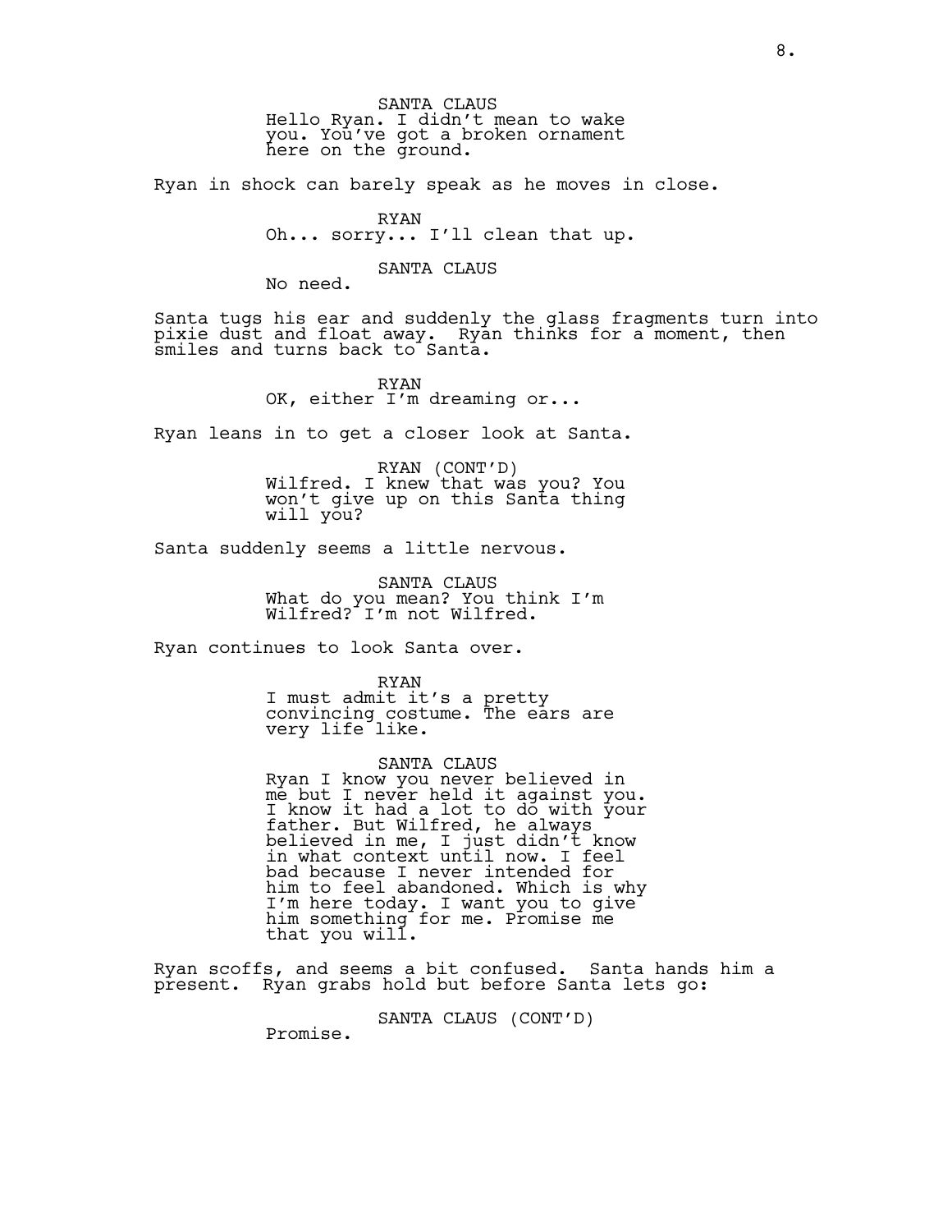SANTA CLAUS
Hello Ryan. I didn't mean to wake you. You've got a broken ornament here on the ground.

Ryan in shock can barely speak as he moves in close.

RYAN
Oh... sorry... I'll clean that up.

SANTA CLAUS
No need.

Santa tugs his ear and suddenly the glass fragments turn into pixie dust and float away. Ryan thinks for a moment, then smiles and turns back to Santa.

RYAN
OK, either I'm dreaming or...

Ryan leans in to get a closer look at Santa.

RYAN (CONT'D)
Wilfred. I knew that was you? You won't give up on this Santa thing will you?

Santa suddenly seems a little nervous.

SANTA CLAUS
What do you mean? You think I'm Wilfred? I'm not Wilfred.

Ryan continues to look Santa over.

RYAN
I must admit it's a pretty convincing costume. The ears are very life like.

SANTA CLAUS
Ryan I know you never believed in me but I never held it against you. I know it had a lot to do with your father. But Wilfred, he always believed in me, I just didn't know in what context until now. I feel bad because I never intended for him to feel abandoned. Which is why I'm here today. I want you to give him something for me. Promise me that you will.

Ryan scoffs, and seems a bit confused. Santa hands him a present. Ryan grabs hold but before Santa lets go:

SANTA CLAUS (CONT'D)
Promise.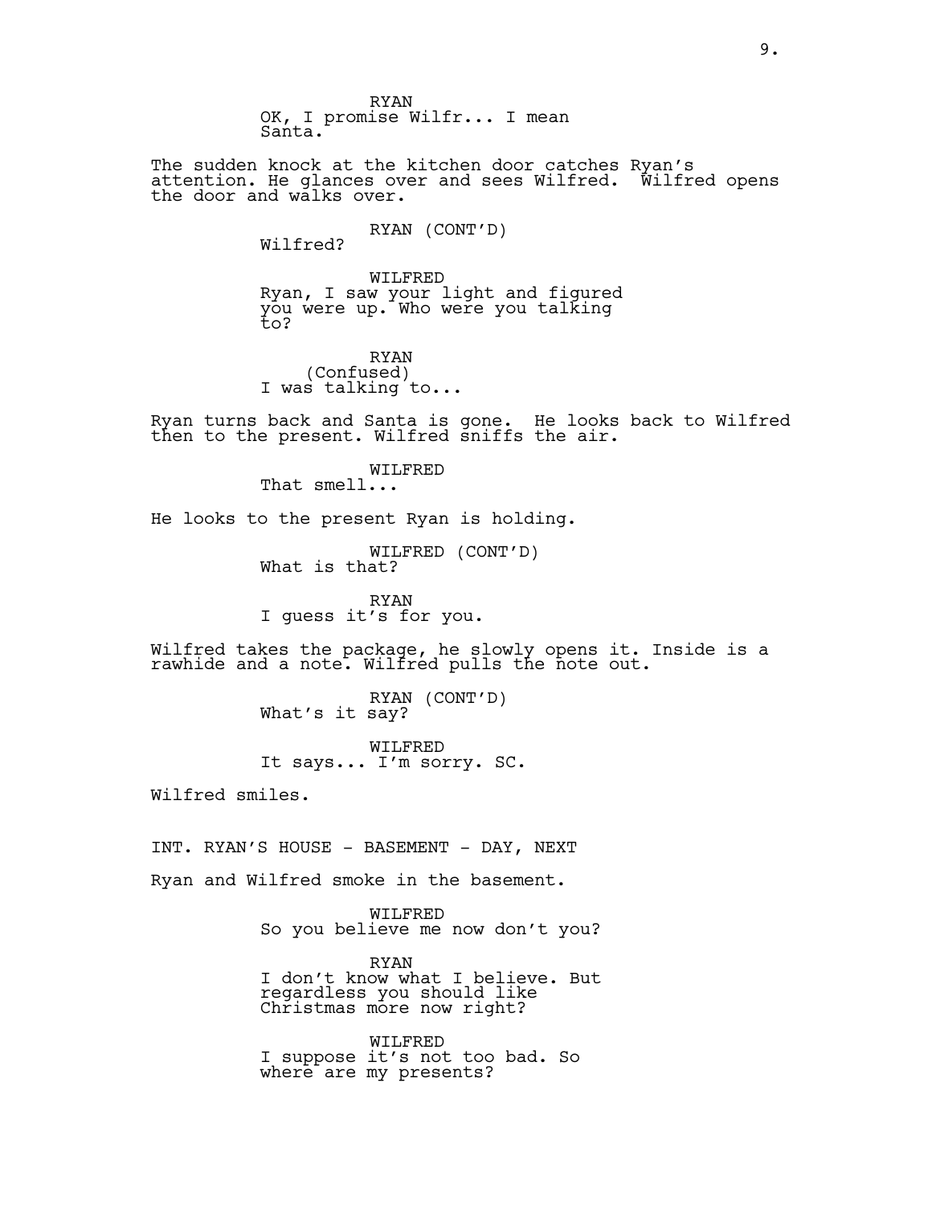RYAN
OK, I promise Wilfr... I mean Santa.

The sudden knock at the kitchen door catches Ryan's attention. He glances over and sees Wilfred. Wilfred opens the door and walks over.

RYAN (CONT'D)
Wilfred?

WILFRED
Ryan, I saw your light and figured you were up. Who were you talking to?

RYAN
(Confused)
I was talking to...

Ryan turns back and Santa is gone. He looks back to Wilfred then to the present. Wilfred sniffs the air.

WILFRED
That smell...

He looks to the present Ryan is holding.

WILFRED (CONT'D)
What is that?

RYAN
I guess it's for you.

Wilfred takes the package, he slowly opens it. Inside is a rawhide and a note. Wilfred pulls the note out.

RYAN (CONT'D)
What's it say?

WILFRED
It says... I'm sorry. SC.

Wilfred smiles.

INT. RYAN'S HOUSE - BASEMENT - DAY, NEXT

Ryan and Wilfred smoke in the basement.

WILFRED
So you believe me now don't you?

RYAN
I don't know what I believe. But regardless you should like Christmas more now right?

WILFRED
I suppose it's not too bad. So where are my presents?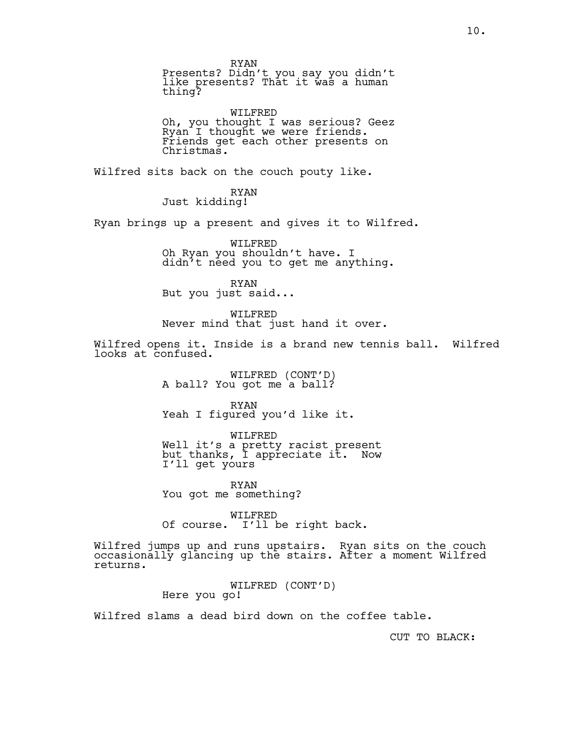RYAN
Presents? Didn't you say you didn't like presents? That it was a human thing?

WILFRED
Oh, you thought I was serious? Geez Ryan I thought we were friends. Friends get each other presents on Christmas.

Wilfred sits back on the couch pouty like.

RYAN
Just kidding!

Ryan brings up a present and gives it to Wilfred.

WILFRED
Oh Ryan you shouldn't have. I didn't need you to get me anything.

RYAN
But you just said...

WILFRED
Never mind that just hand it over.

Wilfred opens it. Inside is a brand new tennis ball. Wilfred looks at confused.

WILFRED (CONT'D)
A ball? You got me a ball?

RYAN
Yeah I figured you'd like it.

WILFRED
Well it's a pretty racist present but thanks, I appreciate it. Now I'll get yours

RYAN
You got me something?

WILFRED
Of course. I'll be right back.

Wilfred jumps up and runs upstairs. Ryan sits on the couch occasionally glancing up the stairs. After a moment Wilfred returns.

WILFRED (CONT'D)
Here you go!

Wilfred slams a dead bird down on the coffee table.

CUT TO BLACK: